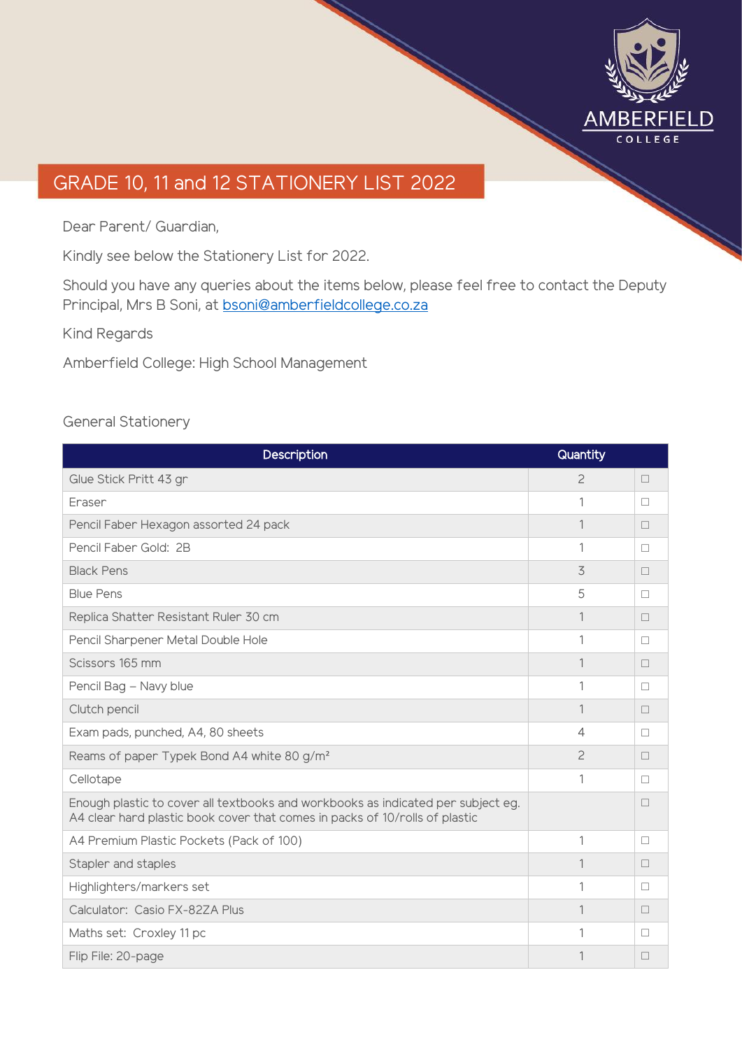AMBERFIELD COLLEGE

# GRADE 10, 11 and 12 STATIONERY LIST 2022

Dear Parent/ Guardian,

Kindly see below the Stationery List for 2022.

Should you have any queries about the items below, please feel free to contact the Deputy Principal, Mrs B Soni, at bsoni@amberfieldcollege.co.za

Kind Regards

Amberfield College: High School Management

## General Stationery

| Description | Quantity | |
|---|---|---|
| Glue Stick Pritt 43 gr | 2 | ☐ |
| Eraser | 1 | ☐ |
| Pencil Faber Hexagon assorted 24 pack | 1 | ☐ |
| Pencil Faber Gold: 2B | 1 | ☐ |
| Black Pens | 3 | ☐ |
| Blue Pens | 5 | ☐ |
| Replica Shatter Resistant Ruler 30 cm | 1 | ☐ |
| Pencil Sharpener Metal Double Hole | 1 | ☐ |
| Scissors 165 mm | 1 | ☐ |
| Pencil Bag – Navy blue | 1 | ☐ |
| Clutch pencil | 1 | ☐ |
| Exam pads, punched, A4, 80 sheets | 4 | ☐ |
| Reams of paper Typek Bond A4 white 80 g/m² | 2 | ☐ |
| Cellotape | 1 | ☐ |
| Enough plastic to cover all textbooks and workbooks as indicated per subject eg. A4 clear hard plastic book cover that comes in packs of 10/rolls of plastic | | ☐ |
| A4 Premium Plastic Pockets (Pack of 100) | 1 | ☐ |
| Stapler and staples | 1 | ☐ |
| Highlighters/markers set | 1 | ☐ |
| Calculator: Casio FX-82ZA Plus | 1 | ☐ |
| Maths set: Croxley 11 pc | 1 | ☐ |
| Flip File: 20-page | 1 | ☐ |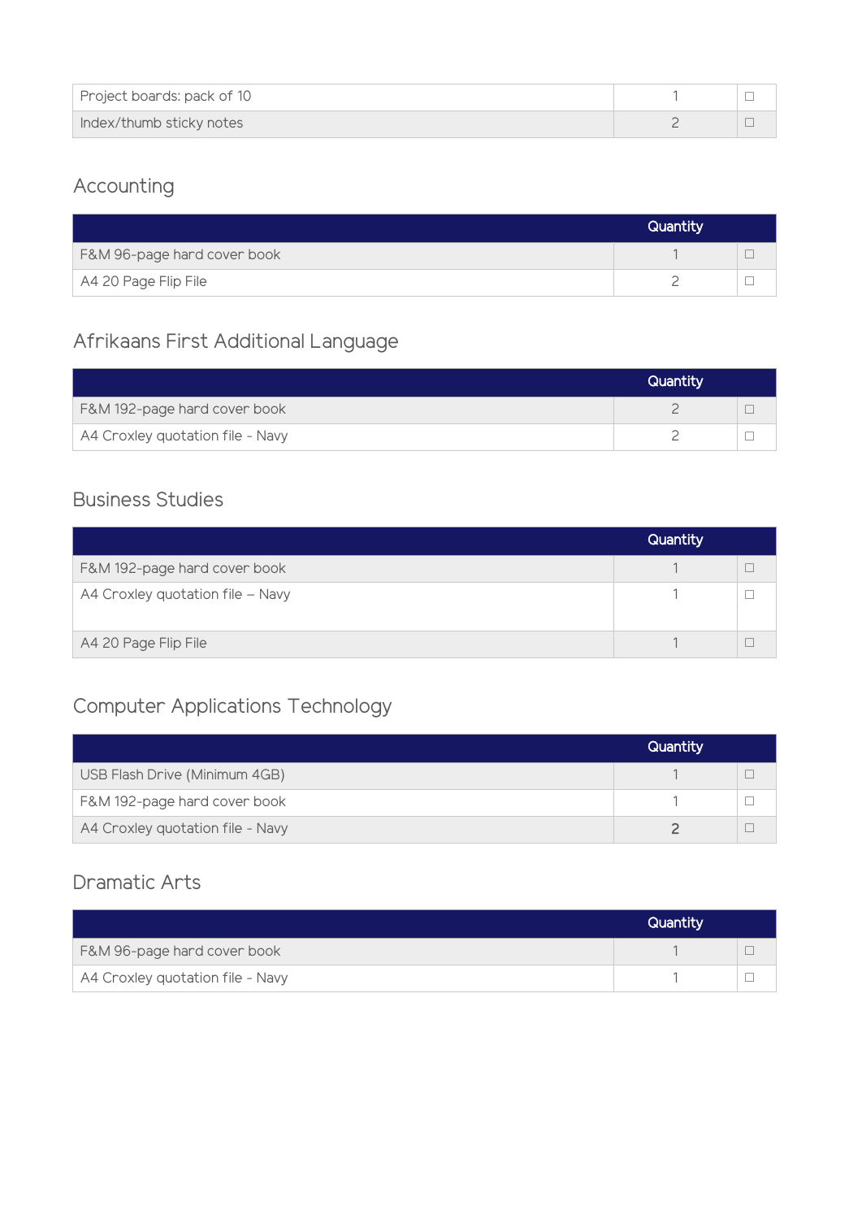| | | |
|---|---|---|
| Project boards: pack of 10 | 1 | ☐ |
| Index/thumb sticky notes | 2 | ☐ |

## Accounting

| | Quantity | |
|---|---|---|
| F&M 96-page hard cover book | 1 | ☐ |
| A4 20 Page Flip File | 2 | ☐ |

## Afrikaans First Additional Language

| | Quantity | |
|---|---|---|
| F&M 192-page hard cover book | 2 | ☐ |
| A4 Croxley quotation file - Navy | 2 | ☐ |

## Business Studies

| | Quantity | |
|---|---|---|
| F&M 192-page hard cover book | 1 | ☐ |
| A4 Croxley quotation file – Navy | 1 | ☐ |
| A4 20 Page Flip File | 1 | ☐ |

## Computer Applications Technology

| | Quantity | |
|---|---|---|
| USB Flash Drive (Minimum 4GB) | 1 | ☐ |
| F&M 192-page hard cover book | 1 | ☐ |
| A4 Croxley quotation file - Navy | 2 | ☐ |

## Dramatic Arts

| | Quantity | |
|---|---|---|
| F&M 96-page hard cover book | 1 | ☐ |
| A4 Croxley quotation file - Navy | 1 | ☐ |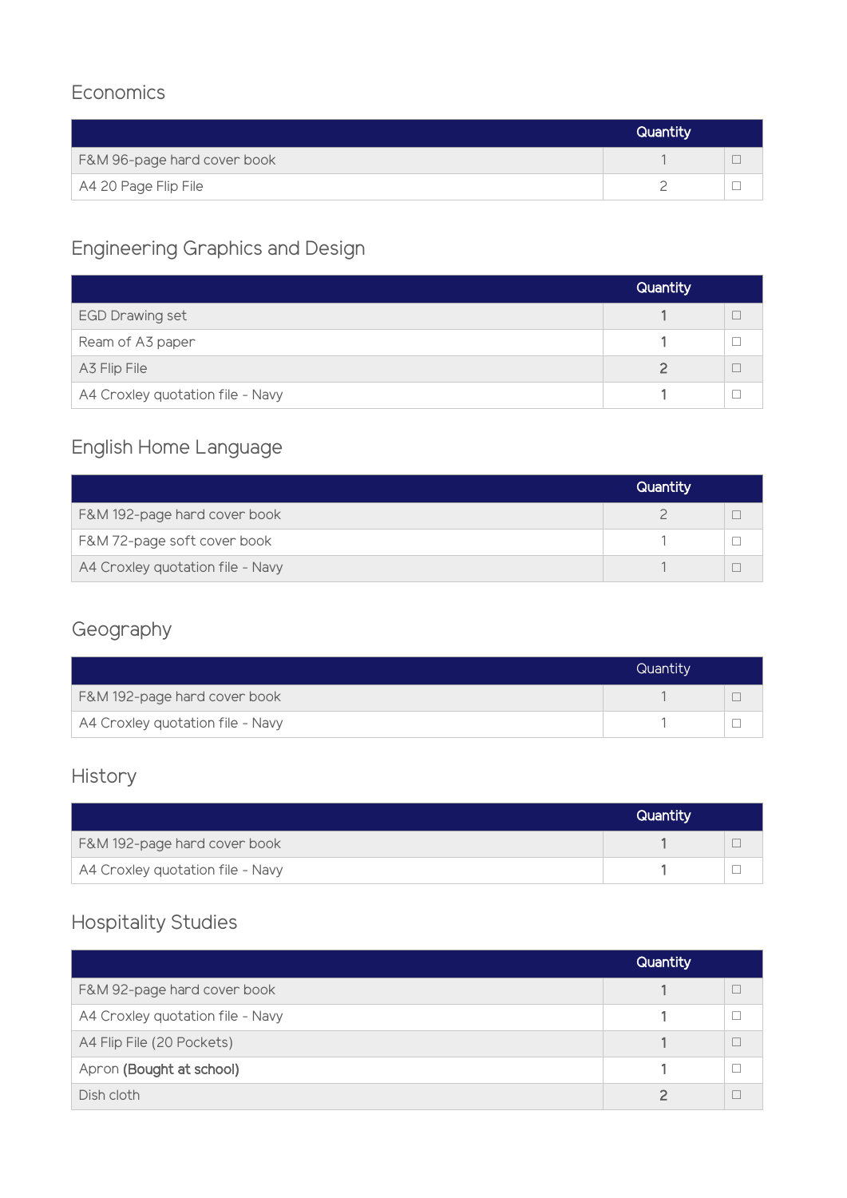## Economics

| | Quantity | |
|---|---|---|
| F&M 96-page hard cover book | 1 | ☐ |
| A4 20 Page Flip File | 2 | ☐ |

## Engineering Graphics and Design

| | Quantity | |
|---|---|---|
| EGD Drawing set | 1 | ☐ |
| Ream of A3 paper | 1 | ☐ |
| A3 Flip File | 2 | ☐ |
| A4 Croxley quotation file - Navy | 1 | ☐ |

## English Home Language

| | Quantity | |
|---|---|---|
| F&M 192-page hard cover book | 2 | ☐ |
| F&M 72-page soft cover book | 1 | ☐ |
| A4 Croxley quotation file - Navy | 1 | ☐ |

## Geography

| | Quantity | |
|---|---|---|
| F&M 192-page hard cover book | 1 | ☐ |
| A4 Croxley quotation file - Navy | 1 | ☐ |

## History

| | Quantity | |
|---|---|---|
| F&M 192-page hard cover book | 1 | ☐ |
| A4 Croxley quotation file - Navy | 1 | ☐ |

## Hospitality Studies

| | Quantity | |
|---|---|---|
| F&M 92-page hard cover book | 1 | ☐ |
| A4 Croxley quotation file - Navy | 1 | ☐ |
| A4 Flip File (20 Pockets) | 1 | ☐ |
| Apron **(Bought at school)** | 1 | ☐ |
| Dish cloth | 2 | ☐ |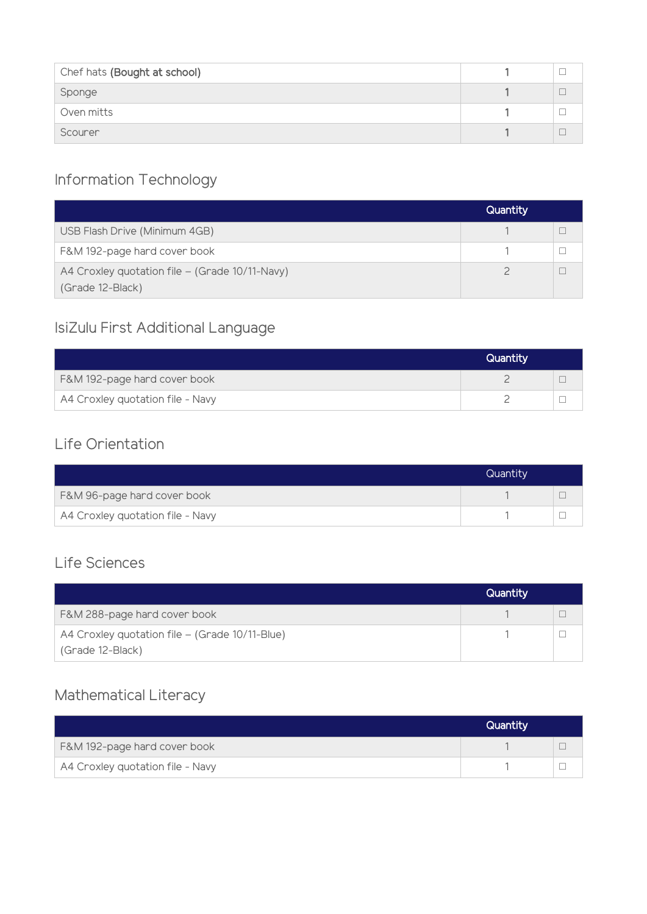| | | |
|---|---|---|
| Chef hats **(Bought at school)** | 1 | ☐ |
| Sponge | 1 | ☐ |
| Oven mitts | 1 | ☐ |
| Scourer | 1 | ☐ |

## Information Technology

| | Quantity | |
|---|---|---|
| USB Flash Drive (Minimum 4GB) | 1 | ☐ |
| F&M 192-page hard cover book | 1 | ☐ |
| A4 Croxley quotation file – (Grade 10/11-Navy) (Grade 12-Black) | 2 | ☐ |

## IsiZulu First Additional Language

| | Quantity | |
|---|---|---|
| F&M 192-page hard cover book | 2 | ☐ |
| A4 Croxley quotation file - Navy | 2 | ☐ |

## Life Orientation

| | Quantity | |
|---|---|---|
| F&M 96-page hard cover book | 1 | ☐ |
| A4 Croxley quotation file - Navy | 1 | ☐ |

## Life Sciences

| | Quantity | |
|---|---|---|
| F&M 288-page hard cover book | 1 | ☐ |
| A4 Croxley quotation file – (Grade 10/11-Blue) (Grade 12-Black) | 1 | ☐ |

## Mathematical Literacy

| | Quantity | |
|---|---|---|
| F&M 192-page hard cover book | 1 | ☐ |
| A4 Croxley quotation file - Navy | 1 | ☐ |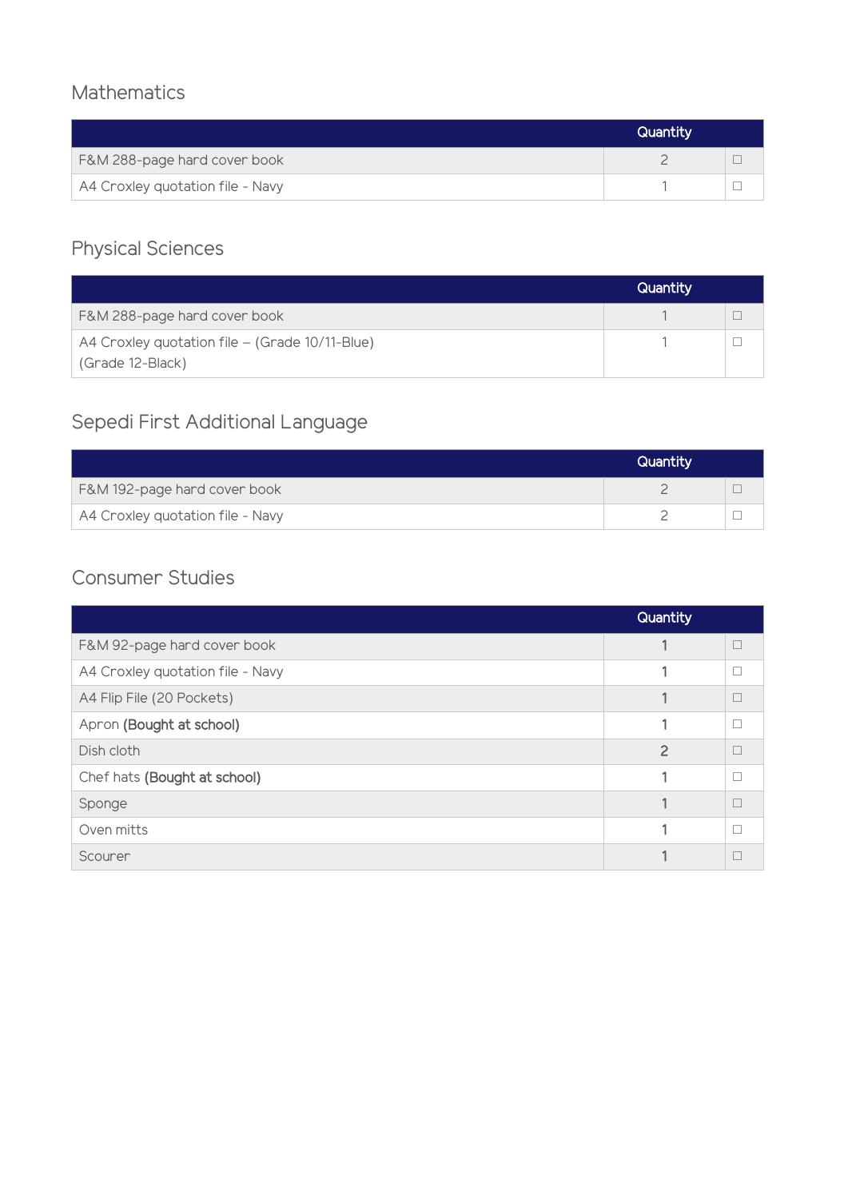## Mathematics

| | Quantity | |
|---|---|---|
| F&M 288-page hard cover book | 2 | ☐ |
| A4 Croxley quotation file - Navy | 1 | ☐ |

## Physical Sciences

| | Quantity | |
|---|---|---|
| F&M 288-page hard cover book | 1 | ☐ |
| A4 Croxley quotation file – (Grade 10/11-Blue) (Grade 12-Black) | 1 | ☐ |

## Sepedi First Additional Language

| | Quantity | |
|---|---|---|
| F&M 192-page hard cover book | 2 | ☐ |
| A4 Croxley quotation file - Navy | 2 | ☐ |

## Consumer Studies

| | Quantity | |
|---|---|---|
| F&M 92-page hard cover book | 1 | ☐ |
| A4 Croxley quotation file - Navy | 1 | ☐ |
| A4 Flip File (20 Pockets) | 1 | ☐ |
| Apron **(Bought at school)** | 1 | ☐ |
| Dish cloth | 2 | ☐ |
| Chef hats **(Bought at school)** | 1 | ☐ |
| Sponge | 1 | ☐ |
| Oven mitts | 1 | ☐ |
| Scourer | 1 | ☐ |